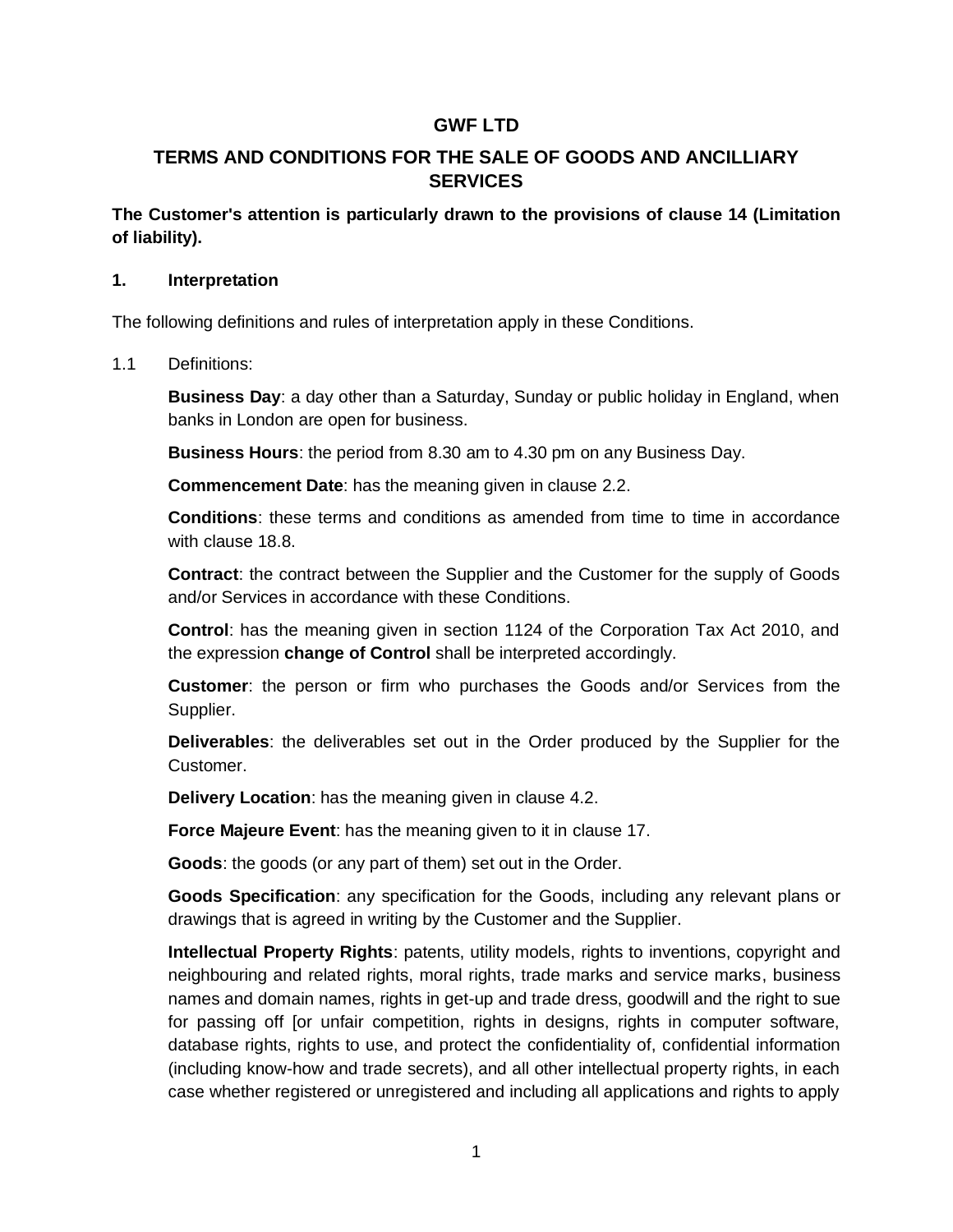# GWF LTD

## TERMS AND CONDITIONS FOR THE SALE OF GOODS AND ANCILLIARY SERVICES

**The Customer's attention is particularly drawn to the provisions of clause 14 (Limitation of liability).**

### 1. Interpretation

The following definitions and rules of interpretation apply in these Conditions.

1.1 Definitions:

**Business Day**: a day other than a Saturday, Sunday or public holiday in England, when banks in London are open for business.

**Business Hours**: the period from 8.30 am to 4.30 pm on any Business Day.

**Commencement Date**: has the meaning given in clause 2.2.

**Conditions**: these terms and conditions as amended from time to time in accordance with clause 18.8.

**Contract**: the contract between the Supplier and the Customer for the supply of Goods and/or Services in accordance with these Conditions.

**Control**: has the meaning given in section 1124 of the Corporation Tax Act 2010, and the expression **change of Control** shall be interpreted accordingly.

**Customer**: the person or firm who purchases the Goods and/or Services from the Supplier.

**Deliverables**: the deliverables set out in the Order produced by the Supplier for the Customer.

**Delivery Location**: has the meaning given in clause 4.2.

**Force Majeure Event**: has the meaning given to it in clause 17.

**Goods**: the goods (or any part of them) set out in the Order.

**Goods Specification**: any specification for the Goods, including any relevant plans or drawings that is agreed in writing by the Customer and the Supplier.

**Intellectual Property Rights**: patents, utility models, rights to inventions, copyright and neighbouring and related rights, moral rights, trade marks and service marks, business names and domain names, rights in get-up and trade dress, goodwill and the right to sue for passing off [or unfair competition, rights in designs, rights in computer software, database rights, rights to use, and protect the confidentiality of, confidential information (including know-how and trade secrets), and all other intellectual property rights, in each case whether registered or unregistered and including all applications and rights to apply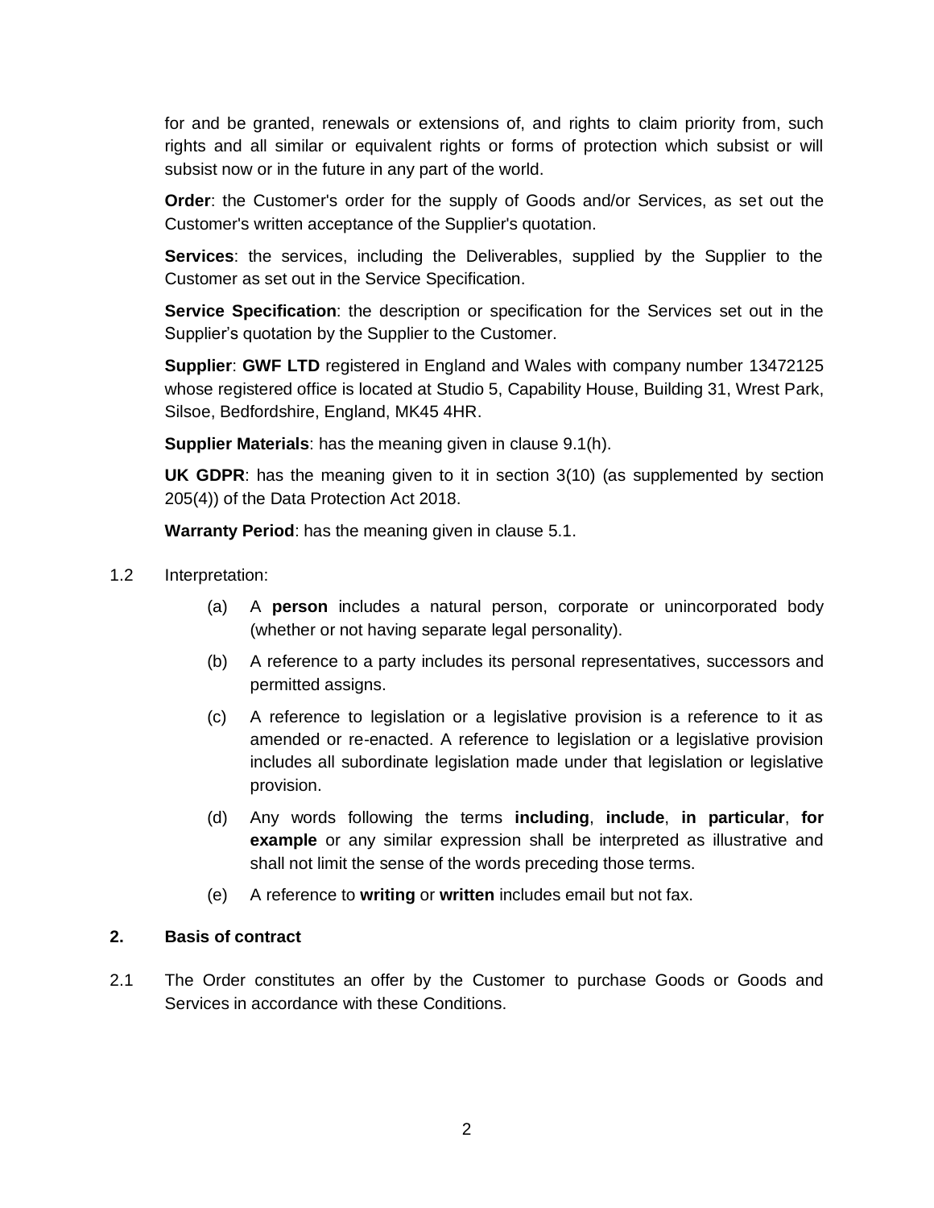for and be granted, renewals or extensions of, and rights to claim priority from, such rights and all similar or equivalent rights or forms of protection which subsist or will subsist now or in the future in any part of the world.

**Order**: the Customer's order for the supply of Goods and/or Services, as set out the Customer's written acceptance of the Supplier's quotation.

**Services**: the services, including the Deliverables, supplied by the Supplier to the Customer as set out in the Service Specification.

**Service Specification**: the description or specification for the Services set out in the Supplier's quotation by the Supplier to the Customer.

**Supplier**: **GWF LTD** registered in England and Wales with company number 13472125 whose registered office is located at Studio 5, Capability House, Building 31, Wrest Park, Silsoe, Bedfordshire, England, MK45 4HR.

**Supplier Materials**: has the meaning given in clause 9.1(h).

**UK GDPR**: has the meaning given to it in section 3(10) (as supplemented by section 205(4)) of the Data Protection Act 2018.

**Warranty Period**: has the meaning given in clause 5.1.

1.2 Interpretation:

(a) A **person** includes a natural person, corporate or unincorporated body (whether or not having separate legal personality).

(b) A reference to a party includes its personal representatives, successors and permitted assigns.

(c) A reference to legislation or a legislative provision is a reference to it as amended or re-enacted. A reference to legislation or a legislative provision includes all subordinate legislation made under that legislation or legislative provision.

(d) Any words following the terms **including**, **include**, **in particular**, **for example** or any similar expression shall be interpreted as illustrative and shall not limit the sense of the words preceding those terms.

(e) A reference to **writing** or **written** includes email but not fax.

## 2. Basis of contract

2.1 The Order constitutes an offer by the Customer to purchase Goods or Goods and Services in accordance with these Conditions.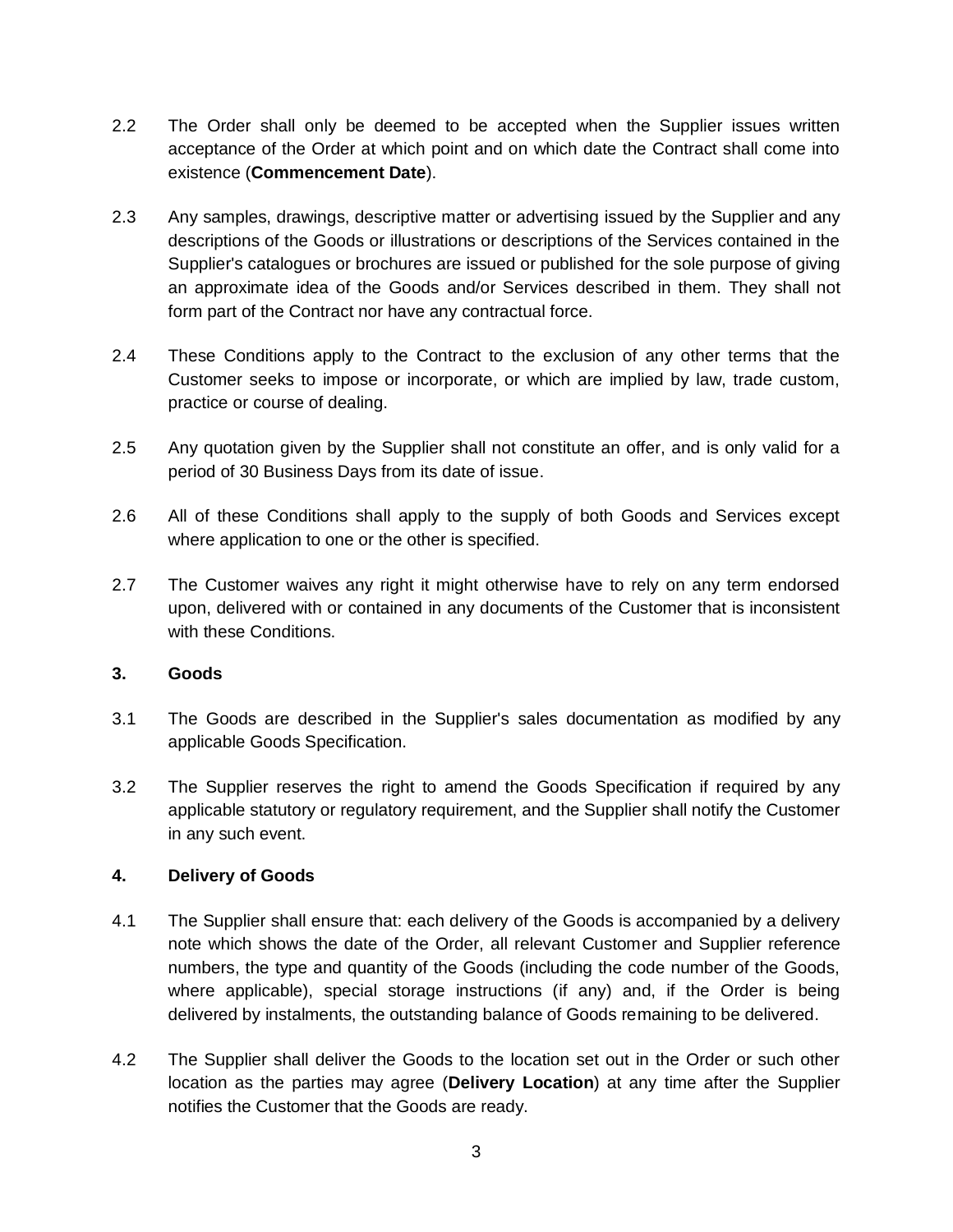2.2 The Order shall only be deemed to be accepted when the Supplier issues written acceptance of the Order at which point and on which date the Contract shall come into existence (**Commencement Date**).

2.3 Any samples, drawings, descriptive matter or advertising issued by the Supplier and any descriptions of the Goods or illustrations or descriptions of the Services contained in the Supplier's catalogues or brochures are issued or published for the sole purpose of giving an approximate idea of the Goods and/or Services described in them. They shall not form part of the Contract nor have any contractual force.

2.4 These Conditions apply to the Contract to the exclusion of any other terms that the Customer seeks to impose or incorporate, or which are implied by law, trade custom, practice or course of dealing.

2.5 Any quotation given by the Supplier shall not constitute an offer, and is only valid for a period of 30 Business Days from its date of issue.

2.6 All of these Conditions shall apply to the supply of both Goods and Services except where application to one or the other is specified.

2.7 The Customer waives any right it might otherwise have to rely on any term endorsed upon, delivered with or contained in any documents of the Customer that is inconsistent with these Conditions.

## 3. Goods

3.1 The Goods are described in the Supplier's sales documentation as modified by any applicable Goods Specification.

3.2 The Supplier reserves the right to amend the Goods Specification if required by any applicable statutory or regulatory requirement, and the Supplier shall notify the Customer in any such event.

## 4. Delivery of Goods

4.1 The Supplier shall ensure that: each delivery of the Goods is accompanied by a delivery note which shows the date of the Order, all relevant Customer and Supplier reference numbers, the type and quantity of the Goods (including the code number of the Goods, where applicable), special storage instructions (if any) and, if the Order is being delivered by instalments, the outstanding balance of Goods remaining to be delivered.

4.2 The Supplier shall deliver the Goods to the location set out in the Order or such other location as the parties may agree (**Delivery Location**) at any time after the Supplier notifies the Customer that the Goods are ready.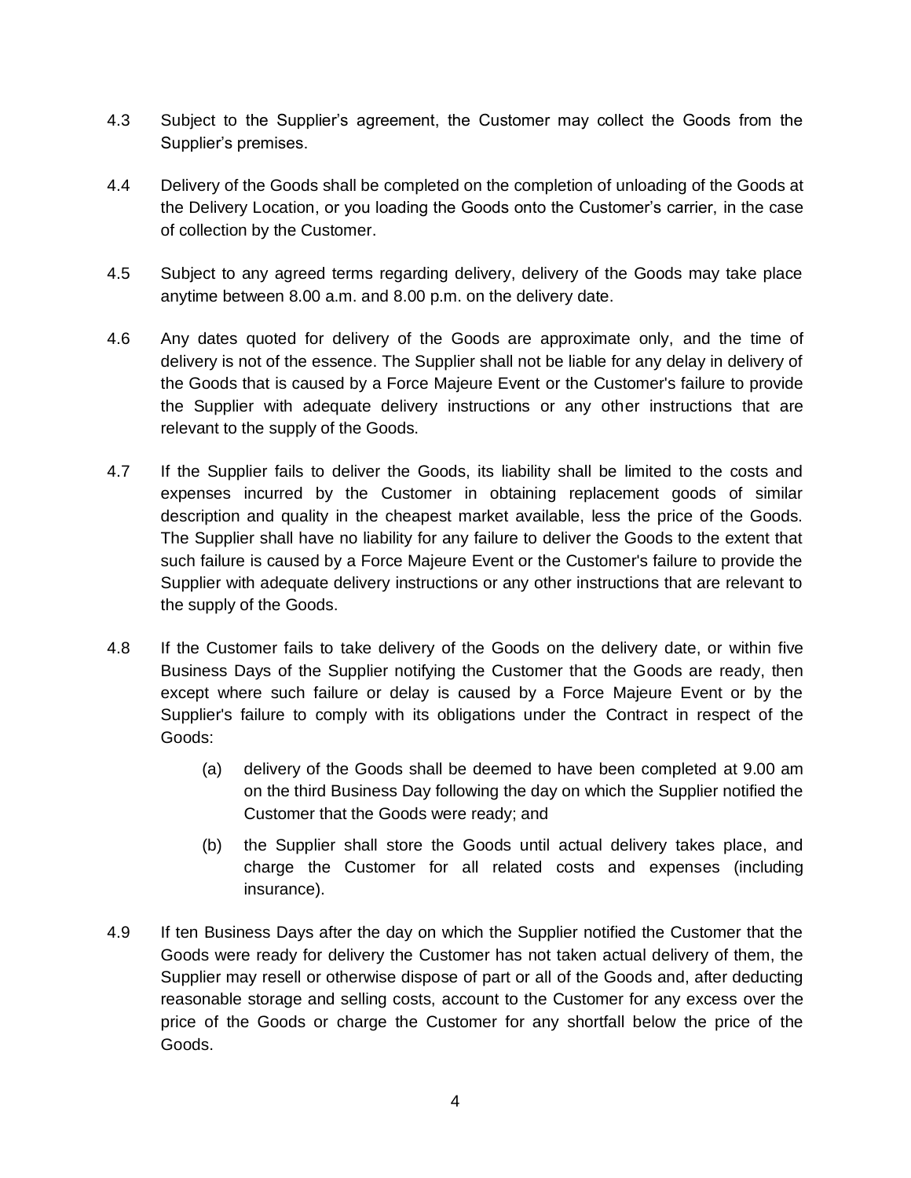4.3 Subject to the Supplier's agreement, the Customer may collect the Goods from the Supplier's premises.

4.4 Delivery of the Goods shall be completed on the completion of unloading of the Goods at the Delivery Location, or you loading the Goods onto the Customer's carrier, in the case of collection by the Customer.

4.5 Subject to any agreed terms regarding delivery, delivery of the Goods may take place anytime between 8.00 a.m. and 8.00 p.m. on the delivery date.

4.6 Any dates quoted for delivery of the Goods are approximate only, and the time of delivery is not of the essence. The Supplier shall not be liable for any delay in delivery of the Goods that is caused by a Force Majeure Event or the Customer's failure to provide the Supplier with adequate delivery instructions or any other instructions that are relevant to the supply of the Goods.

4.7 If the Supplier fails to deliver the Goods, its liability shall be limited to the costs and expenses incurred by the Customer in obtaining replacement goods of similar description and quality in the cheapest market available, less the price of the Goods. The Supplier shall have no liability for any failure to deliver the Goods to the extent that such failure is caused by a Force Majeure Event or the Customer's failure to provide the Supplier with adequate delivery instructions or any other instructions that are relevant to the supply of the Goods.

4.8 If the Customer fails to take delivery of the Goods on the delivery date, or within five Business Days of the Supplier notifying the Customer that the Goods are ready, then except where such failure or delay is caused by a Force Majeure Event or by the Supplier's failure to comply with its obligations under the Contract in respect of the Goods:

   (a) delivery of the Goods shall be deemed to have been completed at 9.00 am on the third Business Day following the day on which the Supplier notified the Customer that the Goods were ready; and

   (b) the Supplier shall store the Goods until actual delivery takes place, and charge the Customer for all related costs and expenses (including insurance).

4.9 If ten Business Days after the day on which the Supplier notified the Customer that the Goods were ready for delivery the Customer has not taken actual delivery of them, the Supplier may resell or otherwise dispose of part or all of the Goods and, after deducting reasonable storage and selling costs, account to the Customer for any excess over the price of the Goods or charge the Customer for any shortfall below the price of the Goods.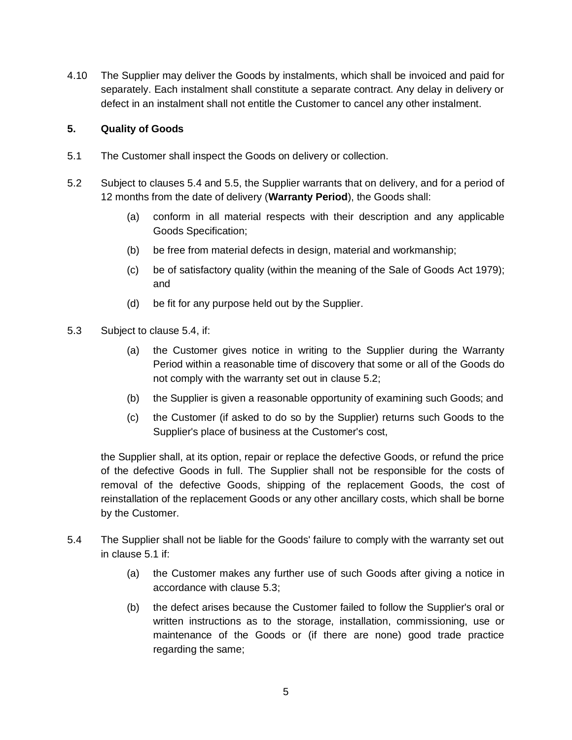4.10 The Supplier may deliver the Goods by instalments, which shall be invoiced and paid for separately. Each instalment shall constitute a separate contract. Any delay in delivery or defect in an instalment shall not entitle the Customer to cancel any other instalment.

**5. Quality of Goods**

5.1 The Customer shall inspect the Goods on delivery or collection.

5.2 Subject to clauses 5.4 and 5.5, the Supplier warrants that on delivery, and for a period of 12 months from the date of delivery (**Warranty Period**), the Goods shall:

(a) conform in all material respects with their description and any applicable Goods Specification;

(b) be free from material defects in design, material and workmanship;

(c) be of satisfactory quality (within the meaning of the Sale of Goods Act 1979); and

(d) be fit for any purpose held out by the Supplier.

5.3 Subject to clause 5.4, if:

(a) the Customer gives notice in writing to the Supplier during the Warranty Period within a reasonable time of discovery that some or all of the Goods do not comply with the warranty set out in clause 5.2;

(b) the Supplier is given a reasonable opportunity of examining such Goods; and

(c) the Customer (if asked to do so by the Supplier) returns such Goods to the Supplier's place of business at the Customer's cost,

the Supplier shall, at its option, repair or replace the defective Goods, or refund the price of the defective Goods in full. The Supplier shall not be responsible for the costs of removal of the defective Goods, shipping of the replacement Goods, the cost of reinstallation of the replacement Goods or any other ancillary costs, which shall be borne by the Customer.

5.4 The Supplier shall not be liable for the Goods' failure to comply with the warranty set out in clause 5.1 if:

(a) the Customer makes any further use of such Goods after giving a notice in accordance with clause 5.3;

(b) the defect arises because the Customer failed to follow the Supplier's oral or written instructions as to the storage, installation, commissioning, use or maintenance of the Goods or (if there are none) good trade practice regarding the same;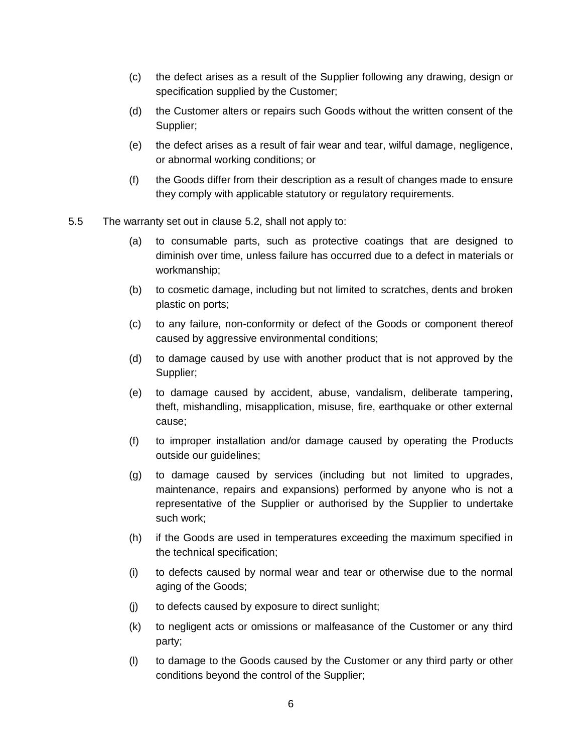(c) the defect arises as a result of the Supplier following any drawing, design or specification supplied by the Customer;

(d) the Customer alters or repairs such Goods without the written consent of the Supplier;

(e) the defect arises as a result of fair wear and tear, wilful damage, negligence, or abnormal working conditions; or

(f) the Goods differ from their description as a result of changes made to ensure they comply with applicable statutory or regulatory requirements.

5.5 The warranty set out in clause 5.2, shall not apply to:

(a) to consumable parts, such as protective coatings that are designed to diminish over time, unless failure has occurred due to a defect in materials or workmanship;

(b) to cosmetic damage, including but not limited to scratches, dents and broken plastic on ports;

(c) to any failure, non-conformity or defect of the Goods or component thereof caused by aggressive environmental conditions;

(d) to damage caused by use with another product that is not approved by the Supplier;

(e) to damage caused by accident, abuse, vandalism, deliberate tampering, theft, mishandling, misapplication, misuse, fire, earthquake or other external cause;

(f) to improper installation and/or damage caused by operating the Products outside our guidelines;

(g) to damage caused by services (including but not limited to upgrades, maintenance, repairs and expansions) performed by anyone who is not a representative of the Supplier or authorised by the Supplier to undertake such work;

(h) if the Goods are used in temperatures exceeding the maximum specified in the technical specification;

(i) to defects caused by normal wear and tear or otherwise due to the normal aging of the Goods;

(j) to defects caused by exposure to direct sunlight;

(k) to negligent acts or omissions or malfeasance of the Customer or any third party;

(l) to damage to the Goods caused by the Customer or any third party or other conditions beyond the control of the Supplier;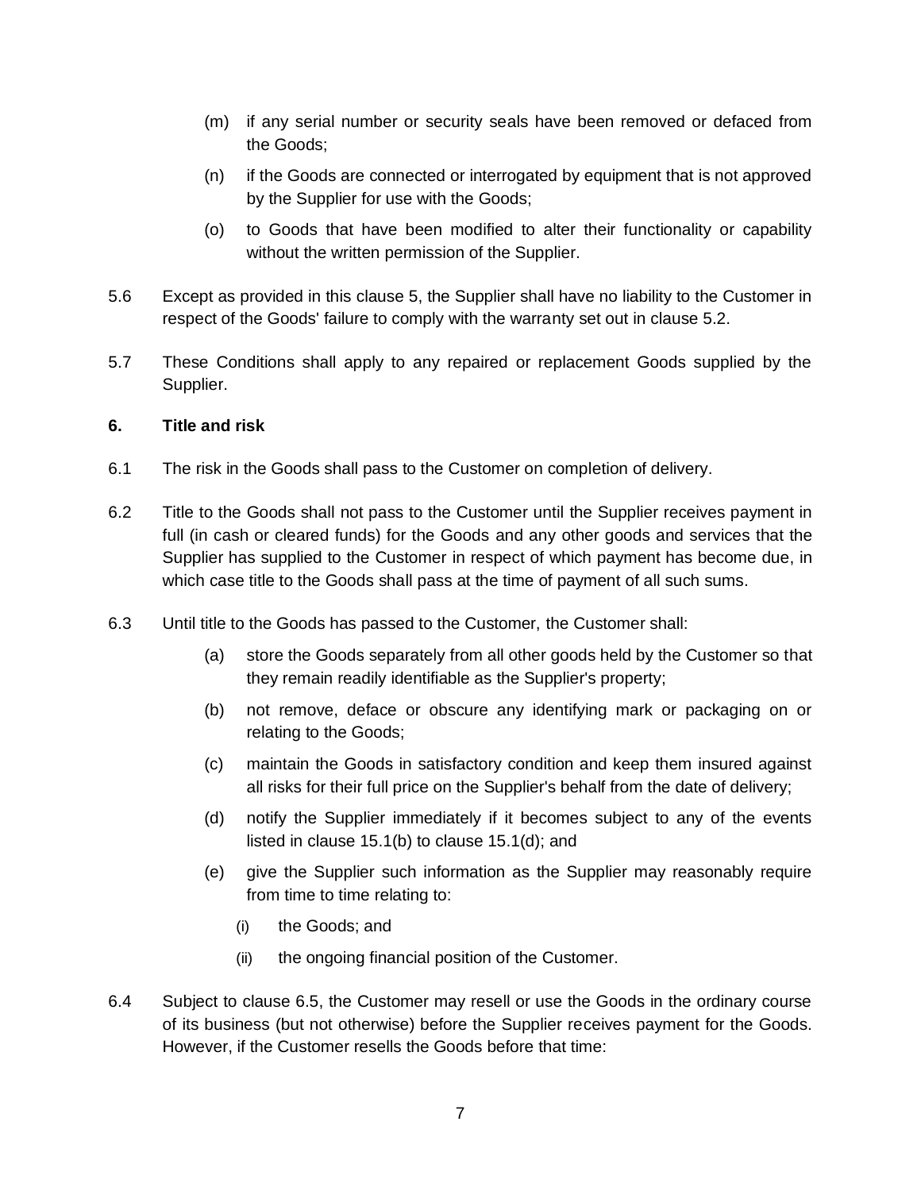(m) if any serial number or security seals have been removed or defaced from the Goods;

(n) if the Goods are connected or interrogated by equipment that is not approved by the Supplier for use with the Goods;

(o) to Goods that have been modified to alter their functionality or capability without the written permission of the Supplier.

5.6 Except as provided in this clause 5, the Supplier shall have no liability to the Customer in respect of the Goods' failure to comply with the warranty set out in clause 5.2.

5.7 These Conditions shall apply to any repaired or replacement Goods supplied by the Supplier.

## 6. Title and risk

6.1 The risk in the Goods shall pass to the Customer on completion of delivery.

6.2 Title to the Goods shall not pass to the Customer until the Supplier receives payment in full (in cash or cleared funds) for the Goods and any other goods and services that the Supplier has supplied to the Customer in respect of which payment has become due, in which case title to the Goods shall pass at the time of payment of all such sums.

6.3 Until title to the Goods has passed to the Customer, the Customer shall:

(a) store the Goods separately from all other goods held by the Customer so that they remain readily identifiable as the Supplier's property;

(b) not remove, deface or obscure any identifying mark or packaging on or relating to the Goods;

(c) maintain the Goods in satisfactory condition and keep them insured against all risks for their full price on the Supplier's behalf from the date of delivery;

(d) notify the Supplier immediately if it becomes subject to any of the events listed in clause 15.1(b) to clause 15.1(d); and

(e) give the Supplier such information as the Supplier may reasonably require from time to time relating to:

(i) the Goods; and

(ii) the ongoing financial position of the Customer.

6.4 Subject to clause 6.5, the Customer may resell or use the Goods in the ordinary course of its business (but not otherwise) before the Supplier receives payment for the Goods. However, if the Customer resells the Goods before that time: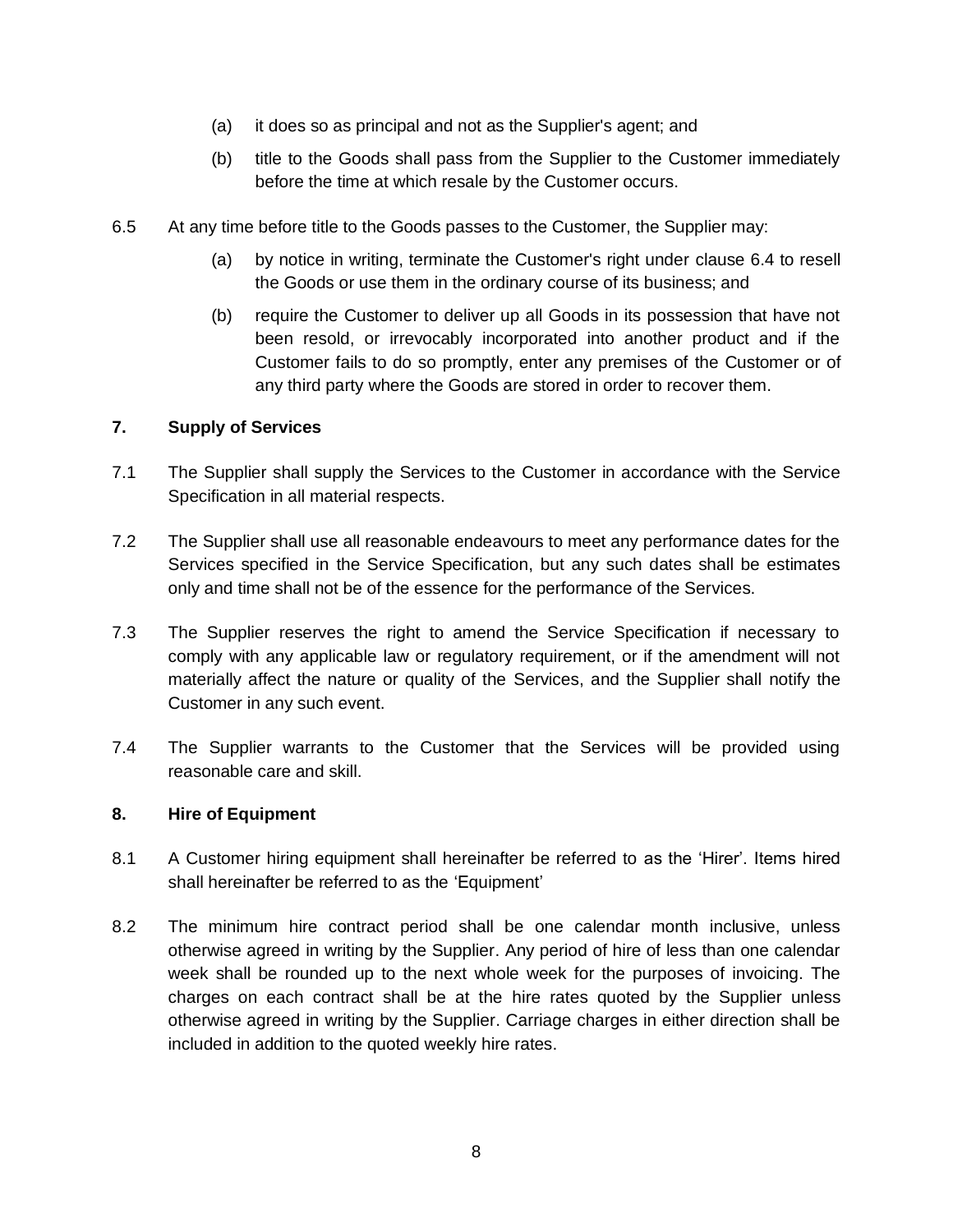(a) it does so as principal and not as the Supplier's agent; and

(b) title to the Goods shall pass from the Supplier to the Customer immediately before the time at which resale by the Customer occurs.

6.5 At any time before title to the Goods passes to the Customer, the Supplier may:

(a) by notice in writing, terminate the Customer's right under clause 6.4 to resell the Goods or use them in the ordinary course of its business; and

(b) require the Customer to deliver up all Goods in its possession that have not been resold, or irrevocably incorporated into another product and if the Customer fails to do so promptly, enter any premises of the Customer or of any third party where the Goods are stored in order to recover them.

## 7. Supply of Services

7.1 The Supplier shall supply the Services to the Customer in accordance with the Service Specification in all material respects.

7.2 The Supplier shall use all reasonable endeavours to meet any performance dates for the Services specified in the Service Specification, but any such dates shall be estimates only and time shall not be of the essence for the performance of the Services.

7.3 The Supplier reserves the right to amend the Service Specification if necessary to comply with any applicable law or regulatory requirement, or if the amendment will not materially affect the nature or quality of the Services, and the Supplier shall notify the Customer in any such event.

7.4 The Supplier warrants to the Customer that the Services will be provided using reasonable care and skill.

## 8. Hire of Equipment

8.1 A Customer hiring equipment shall hereinafter be referred to as the 'Hirer'. Items hired shall hereinafter be referred to as the 'Equipment'

8.2 The minimum hire contract period shall be one calendar month inclusive, unless otherwise agreed in writing by the Supplier. Any period of hire of less than one calendar week shall be rounded up to the next whole week for the purposes of invoicing. The charges on each contract shall be at the hire rates quoted by the Supplier unless otherwise agreed in writing by the Supplier. Carriage charges in either direction shall be included in addition to the quoted weekly hire rates.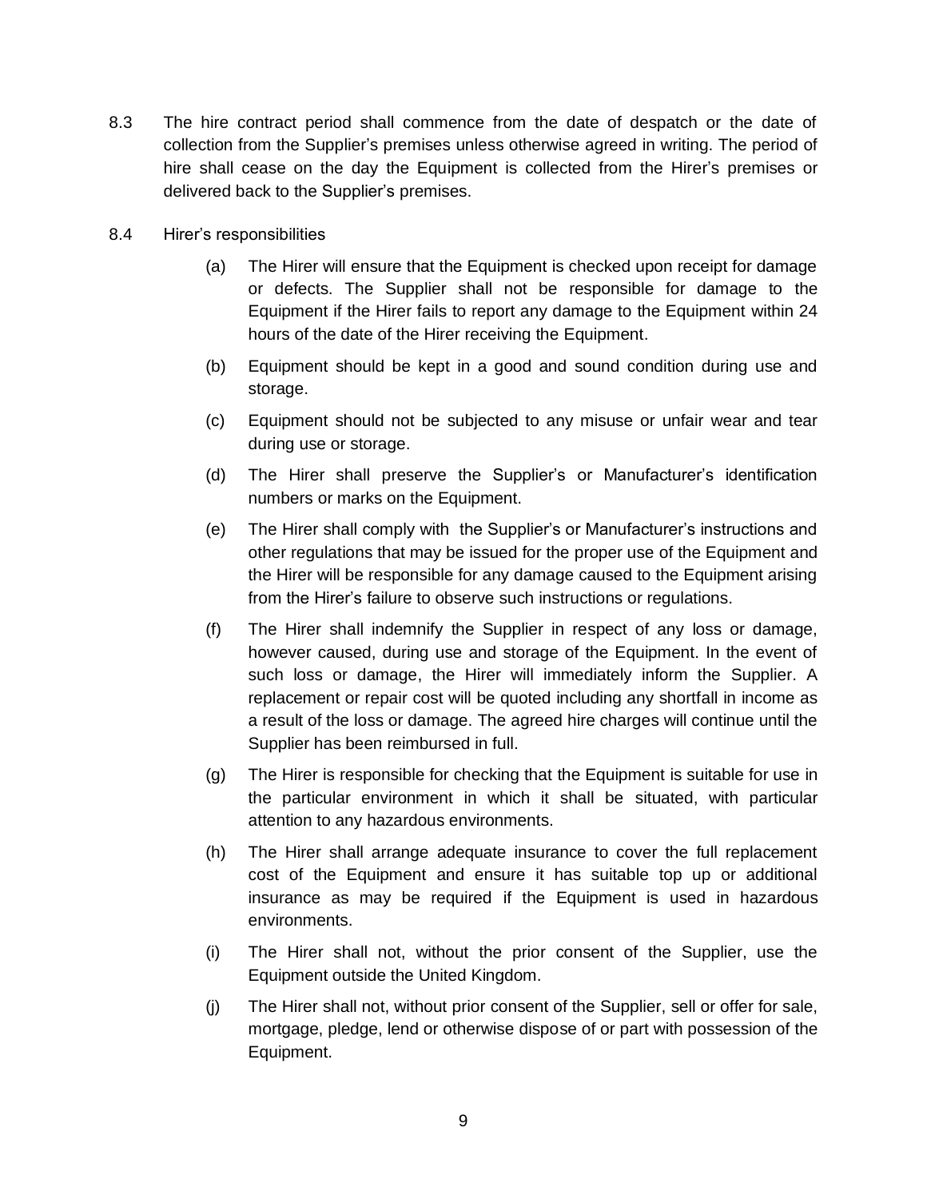8.3 The hire contract period shall commence from the date of despatch or the date of collection from the Supplier's premises unless otherwise agreed in writing. The period of hire shall cease on the day the Equipment is collected from the Hirer's premises or delivered back to the Supplier's premises.

8.4 Hirer's responsibilities

(a) The Hirer will ensure that the Equipment is checked upon receipt for damage or defects. The Supplier shall not be responsible for damage to the Equipment if the Hirer fails to report any damage to the Equipment within 24 hours of the date of the Hirer receiving the Equipment.

(b) Equipment should be kept in a good and sound condition during use and storage.

(c) Equipment should not be subjected to any misuse or unfair wear and tear during use or storage.

(d) The Hirer shall preserve the Supplier's or Manufacturer's identification numbers or marks on the Equipment.

(e) The Hirer shall comply with the Supplier's or Manufacturer's instructions and other regulations that may be issued for the proper use of the Equipment and the Hirer will be responsible for any damage caused to the Equipment arising from the Hirer's failure to observe such instructions or regulations.

(f) The Hirer shall indemnify the Supplier in respect of any loss or damage, however caused, during use and storage of the Equipment. In the event of such loss or damage, the Hirer will immediately inform the Supplier. A replacement or repair cost will be quoted including any shortfall in income as a result of the loss or damage. The agreed hire charges will continue until the Supplier has been reimbursed in full.

(g) The Hirer is responsible for checking that the Equipment is suitable for use in the particular environment in which it shall be situated, with particular attention to any hazardous environments.

(h) The Hirer shall arrange adequate insurance to cover the full replacement cost of the Equipment and ensure it has suitable top up or additional insurance as may be required if the Equipment is used in hazardous environments.

(i) The Hirer shall not, without the prior consent of the Supplier, use the Equipment outside the United Kingdom.

(j) The Hirer shall not, without prior consent of the Supplier, sell or offer for sale, mortgage, pledge, lend or otherwise dispose of or part with possession of the Equipment.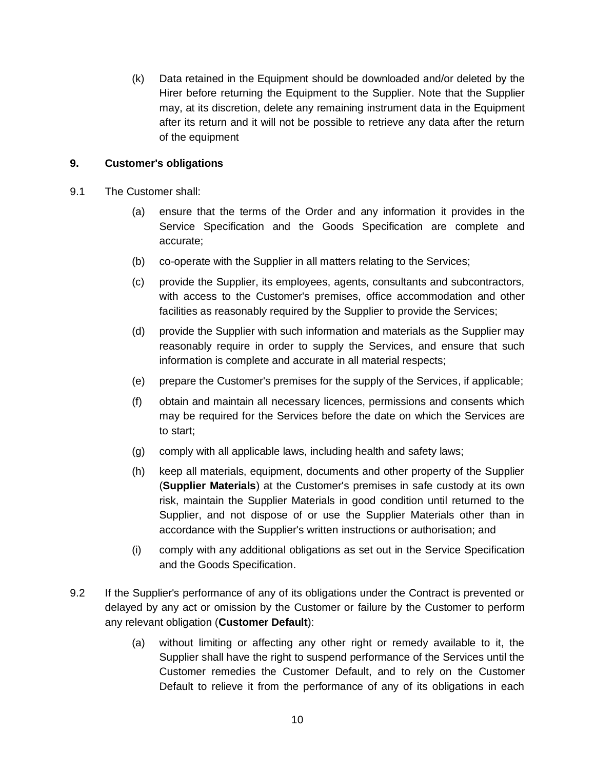(k) Data retained in the Equipment should be downloaded and/or deleted by the Hirer before returning the Equipment to the Supplier. Note that the Supplier may, at its discretion, delete any remaining instrument data in the Equipment after its return and it will not be possible to retrieve any data after the return of the equipment

**9. Customer's obligations**

9.1 The Customer shall:

(a) ensure that the terms of the Order and any information it provides in the Service Specification and the Goods Specification are complete and accurate;

(b) co-operate with the Supplier in all matters relating to the Services;

(c) provide the Supplier, its employees, agents, consultants and subcontractors, with access to the Customer's premises, office accommodation and other facilities as reasonably required by the Supplier to provide the Services;

(d) provide the Supplier with such information and materials as the Supplier may reasonably require in order to supply the Services, and ensure that such information is complete and accurate in all material respects;

(e) prepare the Customer's premises for the supply of the Services, if applicable;

(f) obtain and maintain all necessary licences, permissions and consents which may be required for the Services before the date on which the Services are to start;

(g) comply with all applicable laws, including health and safety laws;

(h) keep all materials, equipment, documents and other property of the Supplier (**Supplier Materials**) at the Customer's premises in safe custody at its own risk, maintain the Supplier Materials in good condition until returned to the Supplier, and not dispose of or use the Supplier Materials other than in accordance with the Supplier's written instructions or authorisation; and

(i) comply with any additional obligations as set out in the Service Specification and the Goods Specification.

9.2 If the Supplier's performance of any of its obligations under the Contract is prevented or delayed by any act or omission by the Customer or failure by the Customer to perform any relevant obligation (**Customer Default**):

(a) without limiting or affecting any other right or remedy available to it, the Supplier shall have the right to suspend performance of the Services until the Customer remedies the Customer Default, and to rely on the Customer Default to relieve it from the performance of any of its obligations in each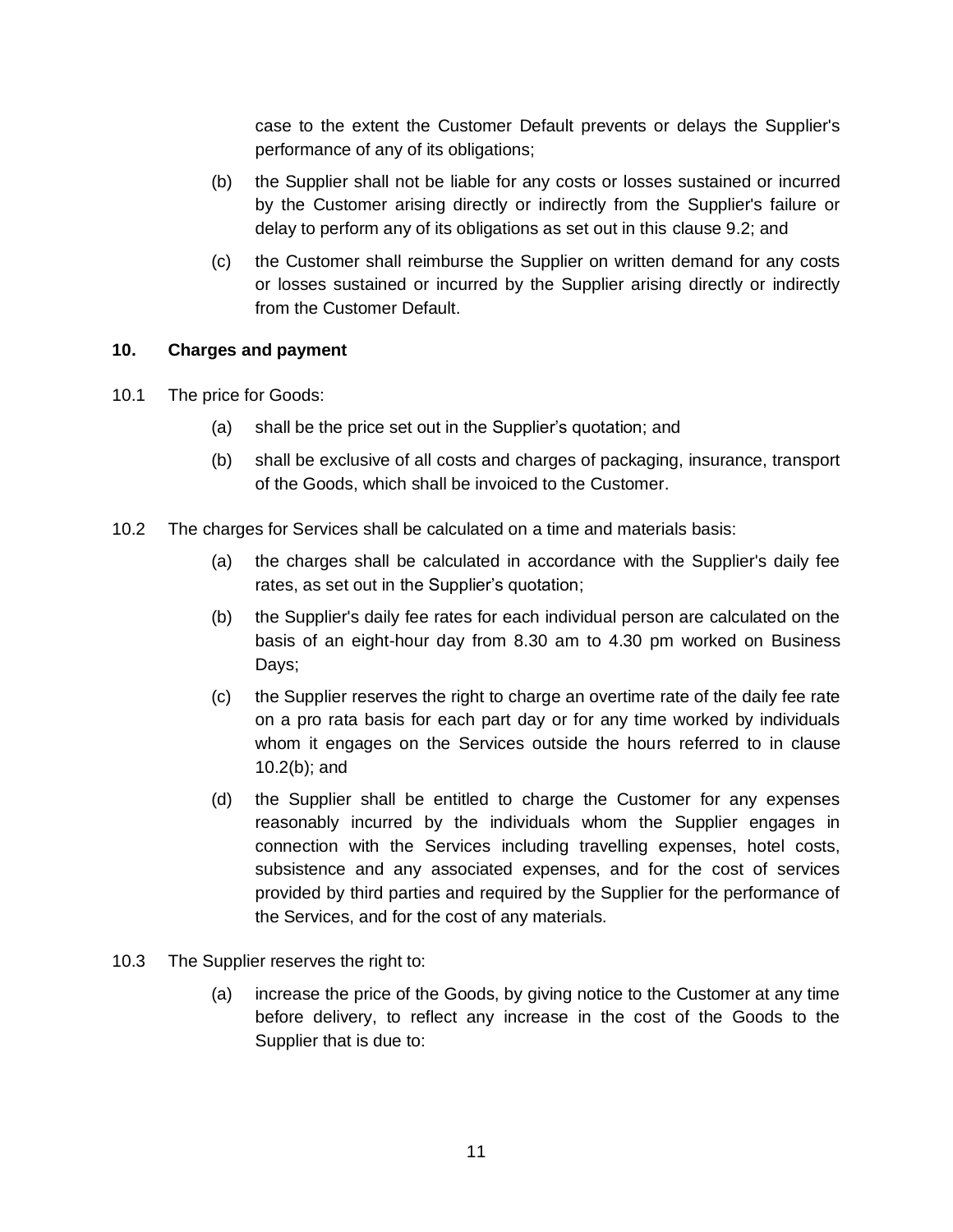case to the extent the Customer Default prevents or delays the Supplier's performance of any of its obligations;

(b) the Supplier shall not be liable for any costs or losses sustained or incurred by the Customer arising directly or indirectly from the Supplier's failure or delay to perform any of its obligations as set out in this clause 9.2; and

(c) the Customer shall reimburse the Supplier on written demand for any costs or losses sustained or incurred by the Supplier arising directly or indirectly from the Customer Default.

**10. Charges and payment**

10.1 The price for Goods:

(a) shall be the price set out in the Supplier's quotation; and

(b) shall be exclusive of all costs and charges of packaging, insurance, transport of the Goods, which shall be invoiced to the Customer.

10.2 The charges for Services shall be calculated on a time and materials basis:

(a) the charges shall be calculated in accordance with the Supplier's daily fee rates, as set out in the Supplier's quotation;

(b) the Supplier's daily fee rates for each individual person are calculated on the basis of an eight-hour day from 8.30 am to 4.30 pm worked on Business Days;

(c) the Supplier reserves the right to charge an overtime rate of the daily fee rate on a pro rata basis for each part day or for any time worked by individuals whom it engages on the Services outside the hours referred to in clause 10.2(b); and

(d) the Supplier shall be entitled to charge the Customer for any expenses reasonably incurred by the individuals whom the Supplier engages in connection with the Services including travelling expenses, hotel costs, subsistence and any associated expenses, and for the cost of services provided by third parties and required by the Supplier for the performance of the Services, and for the cost of any materials.

10.3 The Supplier reserves the right to:

(a) increase the price of the Goods, by giving notice to the Customer at any time before delivery, to reflect any increase in the cost of the Goods to the Supplier that is due to: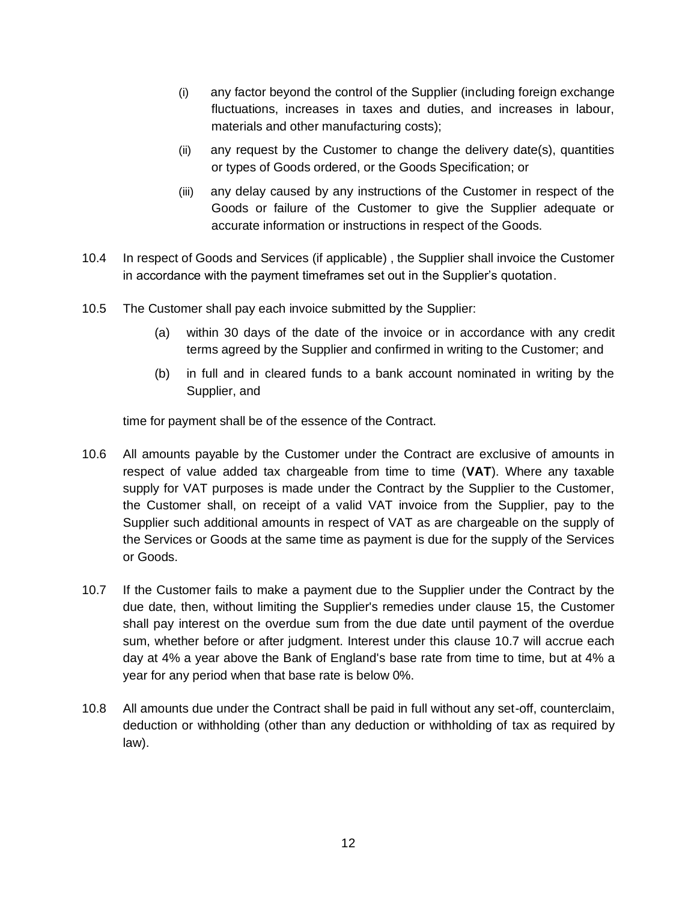(i) any factor beyond the control of the Supplier (including foreign exchange fluctuations, increases in taxes and duties, and increases in labour, materials and other manufacturing costs);

(ii) any request by the Customer to change the delivery date(s), quantities or types of Goods ordered, or the Goods Specification; or

(iii) any delay caused by any instructions of the Customer in respect of the Goods or failure of the Customer to give the Supplier adequate or accurate information or instructions in respect of the Goods.

10.4 In respect of Goods and Services (if applicable) , the Supplier shall invoice the Customer in accordance with the payment timeframes set out in the Supplier's quotation.

10.5 The Customer shall pay each invoice submitted by the Supplier:

(a) within 30 days of the date of the invoice or in accordance with any credit terms agreed by the Supplier and confirmed in writing to the Customer; and

(b) in full and in cleared funds to a bank account nominated in writing by the Supplier, and

time for payment shall be of the essence of the Contract.

10.6 All amounts payable by the Customer under the Contract are exclusive of amounts in respect of value added tax chargeable from time to time (**VAT**). Where any taxable supply for VAT purposes is made under the Contract by the Supplier to the Customer, the Customer shall, on receipt of a valid VAT invoice from the Supplier, pay to the Supplier such additional amounts in respect of VAT as are chargeable on the supply of the Services or Goods at the same time as payment is due for the supply of the Services or Goods.

10.7 If the Customer fails to make a payment due to the Supplier under the Contract by the due date, then, without limiting the Supplier's remedies under clause 15, the Customer shall pay interest on the overdue sum from the due date until payment of the overdue sum, whether before or after judgment. Interest under this clause 10.7 will accrue each day at 4% a year above the Bank of England's base rate from time to time, but at 4% a year for any period when that base rate is below 0%.

10.8 All amounts due under the Contract shall be paid in full without any set-off, counterclaim, deduction or withholding (other than any deduction or withholding of tax as required by law).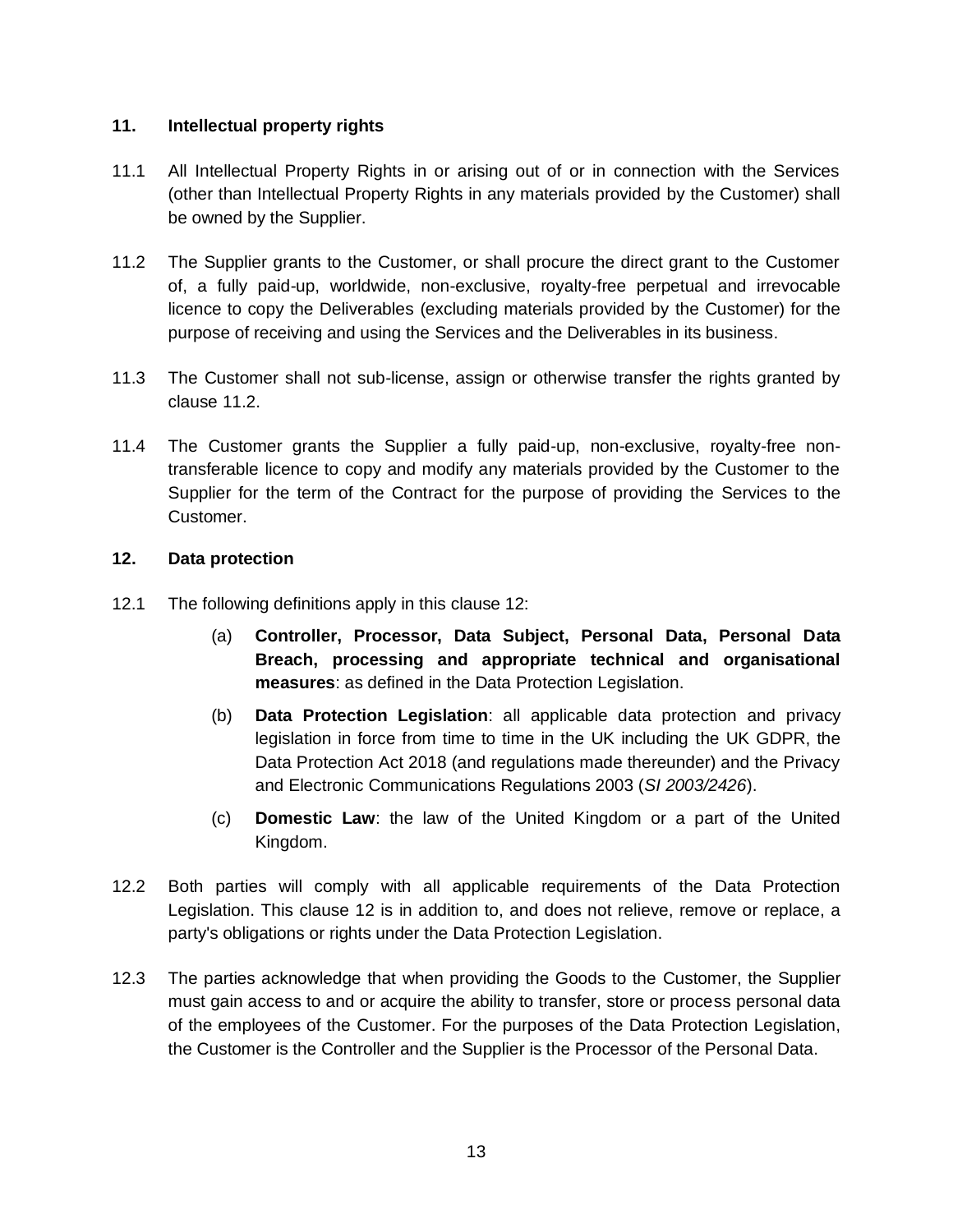## 11. Intellectual property rights

11.1 All Intellectual Property Rights in or arising out of or in connection with the Services (other than Intellectual Property Rights in any materials provided by the Customer) shall be owned by the Supplier.

11.2 The Supplier grants to the Customer, or shall procure the direct grant to the Customer of, a fully paid-up, worldwide, non-exclusive, royalty-free perpetual and irrevocable licence to copy the Deliverables (excluding materials provided by the Customer) for the purpose of receiving and using the Services and the Deliverables in its business.

11.3 The Customer shall not sub-license, assign or otherwise transfer the rights granted by clause 11.2.

11.4 The Customer grants the Supplier a fully paid-up, non-exclusive, royalty-free non-transferable licence to copy and modify any materials provided by the Customer to the Supplier for the term of the Contract for the purpose of providing the Services to the Customer.

## 12. Data protection

12.1 The following definitions apply in this clause 12:

(a) **Controller, Processor, Data Subject, Personal Data, Personal Data Breach, processing and appropriate technical and organisational measures**: as defined in the Data Protection Legislation.

(b) **Data Protection Legislation**: all applicable data protection and privacy legislation in force from time to time in the UK including the UK GDPR, the Data Protection Act 2018 (and regulations made thereunder) and the Privacy and Electronic Communications Regulations 2003 (*SI 2003/2426*).

(c) **Domestic Law**: the law of the United Kingdom or a part of the United Kingdom.

12.2 Both parties will comply with all applicable requirements of the Data Protection Legislation. This clause 12 is in addition to, and does not relieve, remove or replace, a party's obligations or rights under the Data Protection Legislation.

12.3 The parties acknowledge that when providing the Goods to the Customer, the Supplier must gain access to and or acquire the ability to transfer, store or process personal data of the employees of the Customer. For the purposes of the Data Protection Legislation, the Customer is the Controller and the Supplier is the Processor of the Personal Data.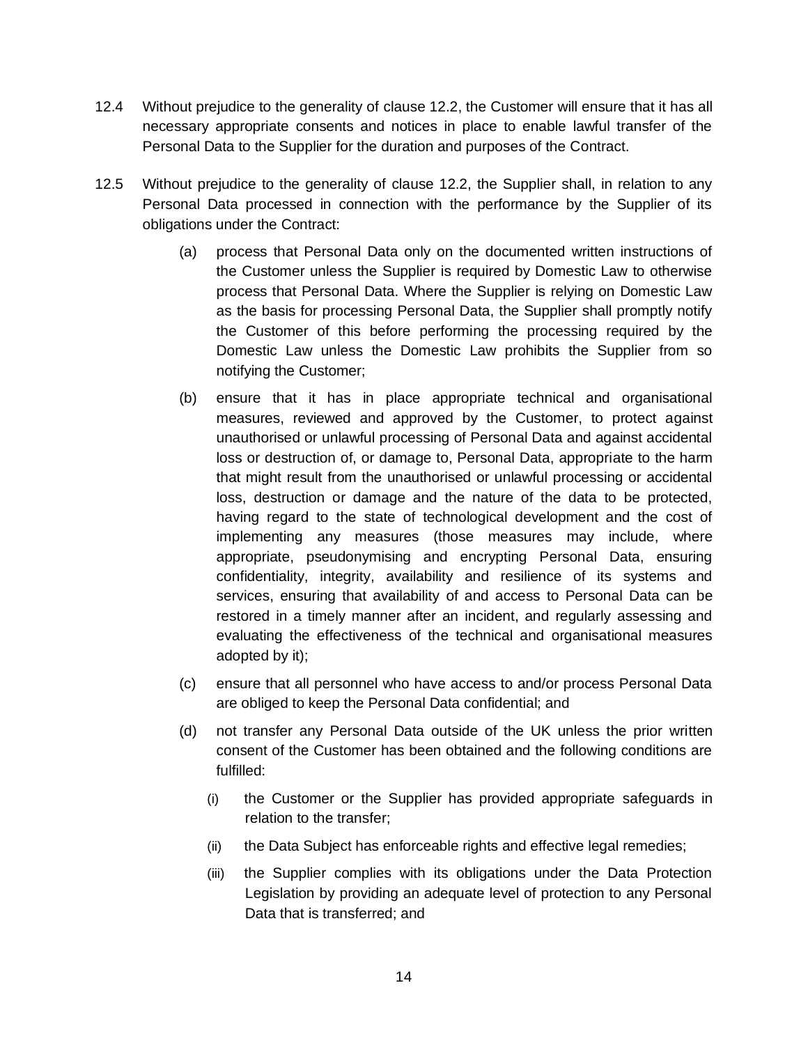12.4 Without prejudice to the generality of clause 12.2, the Customer will ensure that it has all necessary appropriate consents and notices in place to enable lawful transfer of the Personal Data to the Supplier for the duration and purposes of the Contract.

12.5 Without prejudice to the generality of clause 12.2, the Supplier shall, in relation to any Personal Data processed in connection with the performance by the Supplier of its obligations under the Contract:

- (a) process that Personal Data only on the documented written instructions of the Customer unless the Supplier is required by Domestic Law to otherwise process that Personal Data. Where the Supplier is relying on Domestic Law as the basis for processing Personal Data, the Supplier shall promptly notify the Customer of this before performing the processing required by the Domestic Law unless the Domestic Law prohibits the Supplier from so notifying the Customer;

- (b) ensure that it has in place appropriate technical and organisational measures, reviewed and approved by the Customer, to protect against unauthorised or unlawful processing of Personal Data and against accidental loss or destruction of, or damage to, Personal Data, appropriate to the harm that might result from the unauthorised or unlawful processing or accidental loss, destruction or damage and the nature of the data to be protected, having regard to the state of technological development and the cost of implementing any measures (those measures may include, where appropriate, pseudonymising and encrypting Personal Data, ensuring confidentiality, integrity, availability and resilience of its systems and services, ensuring that availability of and access to Personal Data can be restored in a timely manner after an incident, and regularly assessing and evaluating the effectiveness of the technical and organisational measures adopted by it);

- (c) ensure that all personnel who have access to and/or process Personal Data are obliged to keep the Personal Data confidential; and

- (d) not transfer any Personal Data outside of the UK unless the prior written consent of the Customer has been obtained and the following conditions are fulfilled:

  - (i) the Customer or the Supplier has provided appropriate safeguards in relation to the transfer;

  - (ii) the Data Subject has enforceable rights and effective legal remedies;

  - (iii) the Supplier complies with its obligations under the Data Protection Legislation by providing an adequate level of protection to any Personal Data that is transferred; and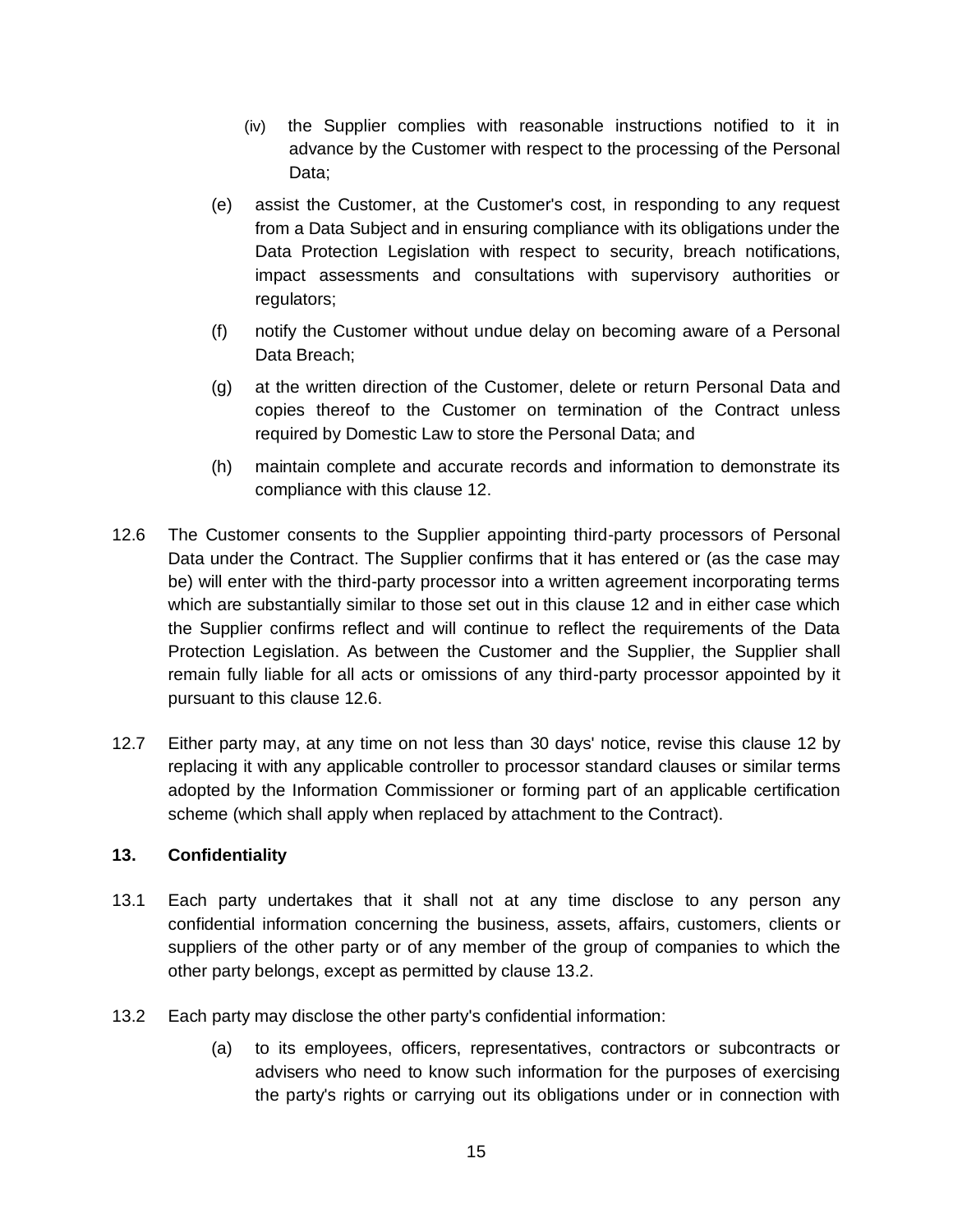(iv) the Supplier complies with reasonable instructions notified to it in advance by the Customer with respect to the processing of the Personal Data;

(e) assist the Customer, at the Customer's cost, in responding to any request from a Data Subject and in ensuring compliance with its obligations under the Data Protection Legislation with respect to security, breach notifications, impact assessments and consultations with supervisory authorities or regulators;

(f) notify the Customer without undue delay on becoming aware of a Personal Data Breach;

(g) at the written direction of the Customer, delete or return Personal Data and copies thereof to the Customer on termination of the Contract unless required by Domestic Law to store the Personal Data; and

(h) maintain complete and accurate records and information to demonstrate its compliance with this clause 12.

12.6 The Customer consents to the Supplier appointing third-party processors of Personal Data under the Contract. The Supplier confirms that it has entered or (as the case may be) will enter with the third-party processor into a written agreement incorporating terms which are substantially similar to those set out in this clause 12 and in either case which the Supplier confirms reflect and will continue to reflect the requirements of the Data Protection Legislation. As between the Customer and the Supplier, the Supplier shall remain fully liable for all acts or omissions of any third-party processor appointed by it pursuant to this clause 12.6.

12.7 Either party may, at any time on not less than 30 days' notice, revise this clause 12 by replacing it with any applicable controller to processor standard clauses or similar terms adopted by the Information Commissioner or forming part of an applicable certification scheme (which shall apply when replaced by attachment to the Contract).

**13. Confidentiality**

13.1 Each party undertakes that it shall not at any time disclose to any person any confidential information concerning the business, assets, affairs, customers, clients or suppliers of the other party or of any member of the group of companies to which the other party belongs, except as permitted by clause 13.2.

13.2 Each party may disclose the other party's confidential information:

(a) to its employees, officers, representatives, contractors or subcontracts or advisers who need to know such information for the purposes of exercising the party's rights or carrying out its obligations under or in connection with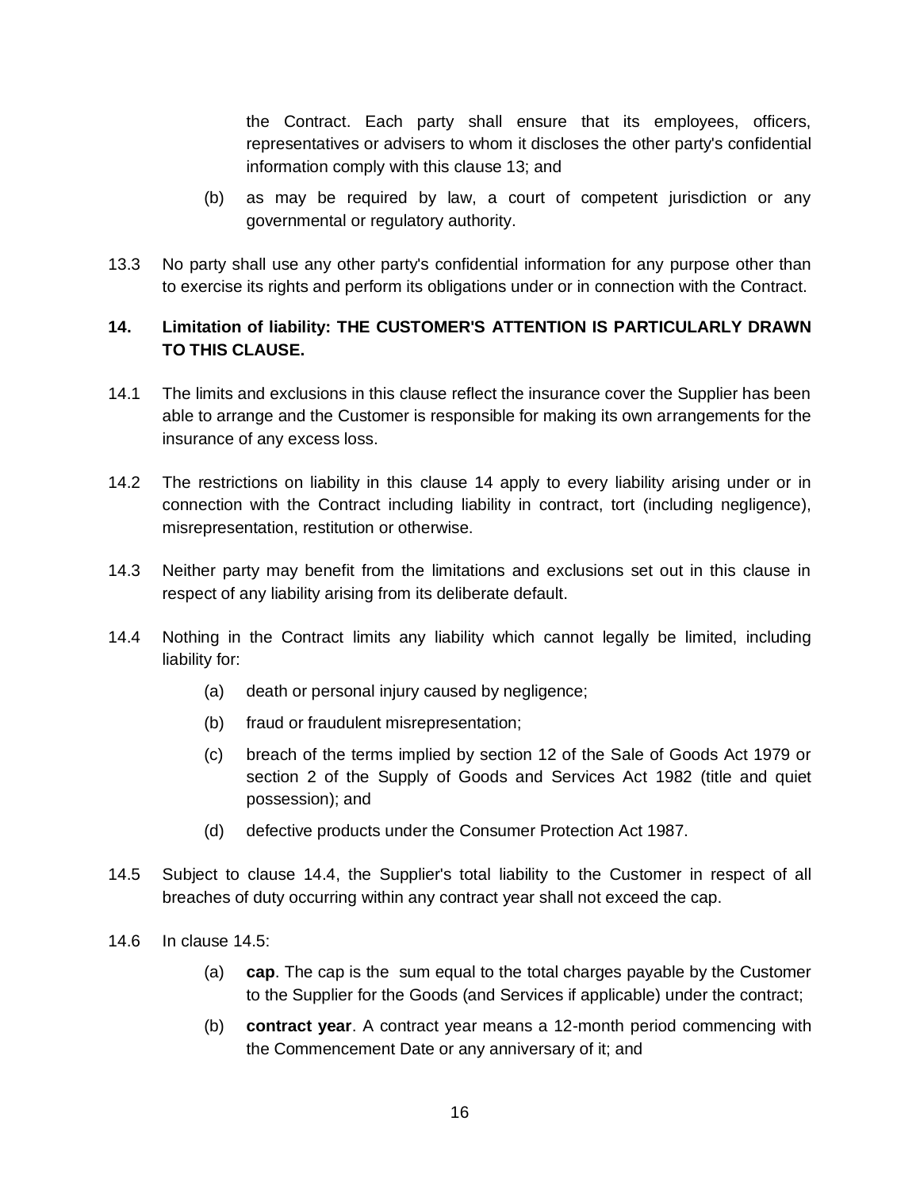the Contract. Each party shall ensure that its employees, officers, representatives or advisers to whom it discloses the other party's confidential information comply with this clause 13; and

(b) as may be required by law, a court of competent jurisdiction or any governmental or regulatory authority.

13.3 No party shall use any other party's confidential information for any purpose other than to exercise its rights and perform its obligations under or in connection with the Contract.

**14. Limitation of liability: THE CUSTOMER'S ATTENTION IS PARTICULARLY DRAWN TO THIS CLAUSE.**

14.1 The limits and exclusions in this clause reflect the insurance cover the Supplier has been able to arrange and the Customer is responsible for making its own arrangements for the insurance of any excess loss.

14.2 The restrictions on liability in this clause 14 apply to every liability arising under or in connection with the Contract including liability in contract, tort (including negligence), misrepresentation, restitution or otherwise.

14.3 Neither party may benefit from the limitations and exclusions set out in this clause in respect of any liability arising from its deliberate default.

14.4 Nothing in the Contract limits any liability which cannot legally be limited, including liability for:

(a) death or personal injury caused by negligence;

(b) fraud or fraudulent misrepresentation;

(c) breach of the terms implied by section 12 of the Sale of Goods Act 1979 or section 2 of the Supply of Goods and Services Act 1982 (title and quiet possession); and

(d) defective products under the Consumer Protection Act 1987.

14.5 Subject to clause 14.4, the Supplier's total liability to the Customer in respect of all breaches of duty occurring within any contract year shall not exceed the cap.

14.6 In clause 14.5:

(a) **cap**. The cap is the sum equal to the total charges payable by the Customer to the Supplier for the Goods (and Services if applicable) under the contract;

(b) **contract year**. A contract year means a 12-month period commencing with the Commencement Date or any anniversary of it; and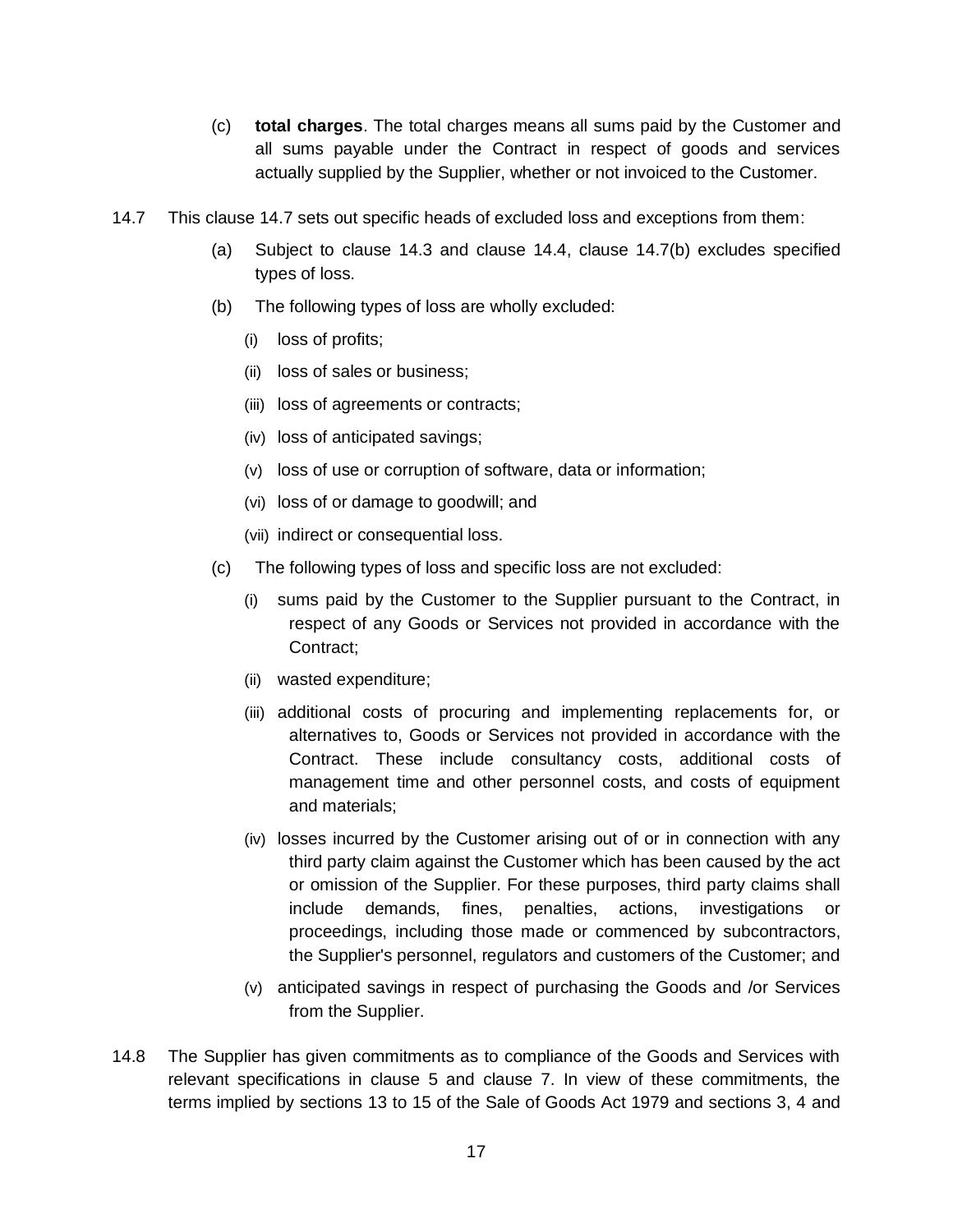(c) **total charges**. The total charges means all sums paid by the Customer and all sums payable under the Contract in respect of goods and services actually supplied by the Supplier, whether or not invoiced to the Customer.

14.7 This clause 14.7 sets out specific heads of excluded loss and exceptions from them:

(a) Subject to clause 14.3 and clause 14.4, clause 14.7(b) excludes specified types of loss.

(b) The following types of loss are wholly excluded:

(i) loss of profits;

(ii) loss of sales or business;

(iii) loss of agreements or contracts;

(iv) loss of anticipated savings;

(v) loss of use or corruption of software, data or information;

(vi) loss of or damage to goodwill; and

(vii) indirect or consequential loss.

(c) The following types of loss and specific loss are not excluded:

(i) sums paid by the Customer to the Supplier pursuant to the Contract, in respect of any Goods or Services not provided in accordance with the Contract;

(ii) wasted expenditure;

(iii) additional costs of procuring and implementing replacements for, or alternatives to, Goods or Services not provided in accordance with the Contract. These include consultancy costs, additional costs of management time and other personnel costs, and costs of equipment and materials;

(iv) losses incurred by the Customer arising out of or in connection with any third party claim against the Customer which has been caused by the act or omission of the Supplier. For these purposes, third party claims shall include demands, fines, penalties, actions, investigations or proceedings, including those made or commenced by subcontractors, the Supplier's personnel, regulators and customers of the Customer; and

(v) anticipated savings in respect of purchasing the Goods and /or Services from the Supplier.

14.8 The Supplier has given commitments as to compliance of the Goods and Services with relevant specifications in clause 5 and clause 7. In view of these commitments, the terms implied by sections 13 to 15 of the Sale of Goods Act 1979 and sections 3, 4 and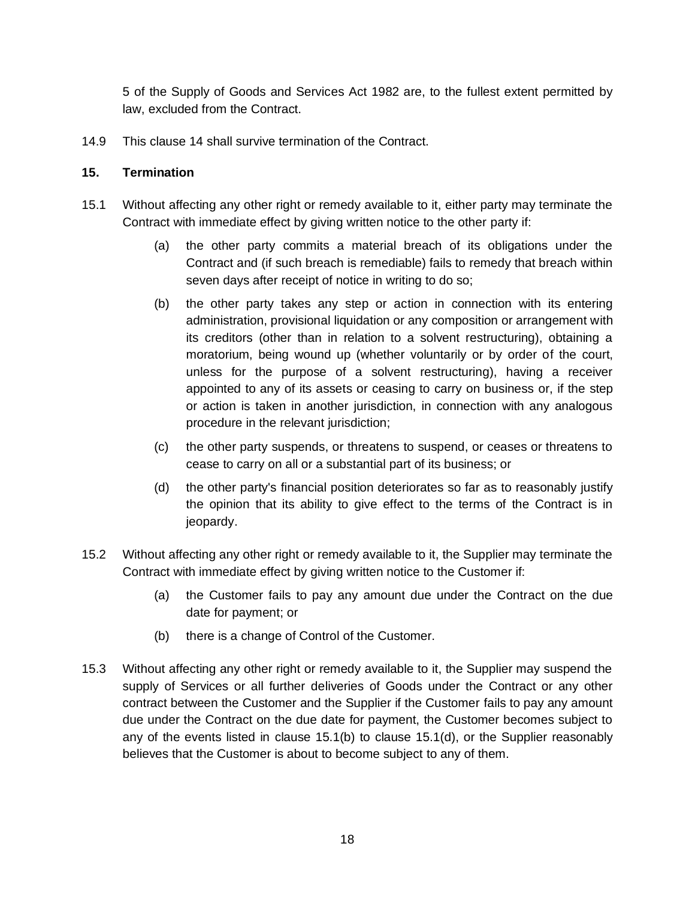5 of the Supply of Goods and Services Act 1982 are, to the fullest extent permitted by law, excluded from the Contract.

14.9 This clause 14 shall survive termination of the Contract.

## 15. Termination

15.1 Without affecting any other right or remedy available to it, either party may terminate the Contract with immediate effect by giving written notice to the other party if:

(a) the other party commits a material breach of its obligations under the Contract and (if such breach is remediable) fails to remedy that breach within seven days after receipt of notice in writing to do so;

(b) the other party takes any step or action in connection with its entering administration, provisional liquidation or any composition or arrangement with its creditors (other than in relation to a solvent restructuring), obtaining a moratorium, being wound up (whether voluntarily or by order of the court, unless for the purpose of a solvent restructuring), having a receiver appointed to any of its assets or ceasing to carry on business or, if the step or action is taken in another jurisdiction, in connection with any analogous procedure in the relevant jurisdiction;

(c) the other party suspends, or threatens to suspend, or ceases or threatens to cease to carry on all or a substantial part of its business; or

(d) the other party's financial position deteriorates so far as to reasonably justify the opinion that its ability to give effect to the terms of the Contract is in jeopardy.

15.2 Without affecting any other right or remedy available to it, the Supplier may terminate the Contract with immediate effect by giving written notice to the Customer if:

(a) the Customer fails to pay any amount due under the Contract on the due date for payment; or

(b) there is a change of Control of the Customer.

15.3 Without affecting any other right or remedy available to it, the Supplier may suspend the supply of Services or all further deliveries of Goods under the Contract or any other contract between the Customer and the Supplier if the Customer fails to pay any amount due under the Contract on the due date for payment, the Customer becomes subject to any of the events listed in clause 15.1(b) to clause 15.1(d), or the Supplier reasonably believes that the Customer is about to become subject to any of them.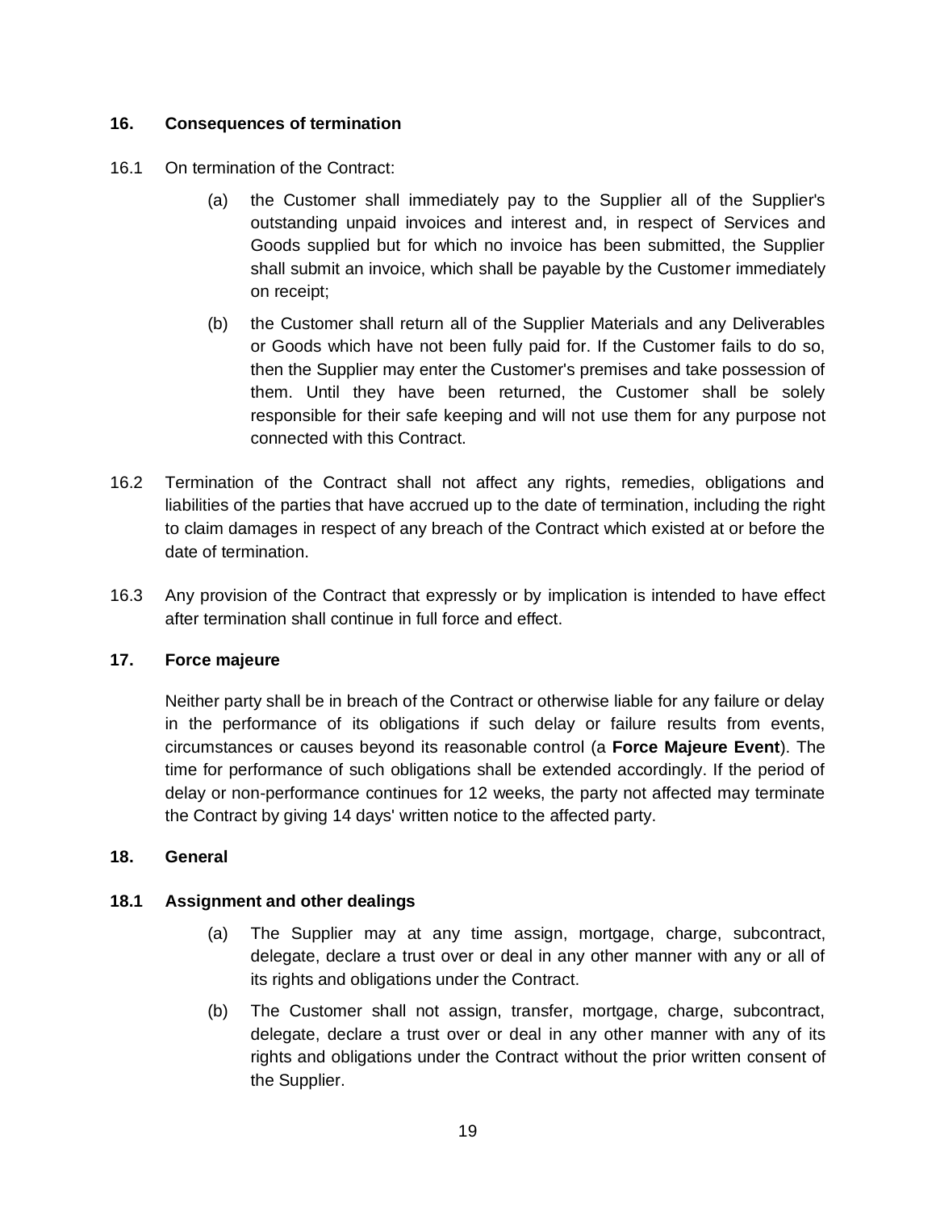## 16. Consequences of termination

16.1 On termination of the Contract:

(a) the Customer shall immediately pay to the Supplier all of the Supplier's outstanding unpaid invoices and interest and, in respect of Services and Goods supplied but for which no invoice has been submitted, the Supplier shall submit an invoice, which shall be payable by the Customer immediately on receipt;

(b) the Customer shall return all of the Supplier Materials and any Deliverables or Goods which have not been fully paid for. If the Customer fails to do so, then the Supplier may enter the Customer's premises and take possession of them. Until they have been returned, the Customer shall be solely responsible for their safe keeping and will not use them for any purpose not connected with this Contract.

16.2 Termination of the Contract shall not affect any rights, remedies, obligations and liabilities of the parties that have accrued up to the date of termination, including the right to claim damages in respect of any breach of the Contract which existed at or before the date of termination.

16.3 Any provision of the Contract that expressly or by implication is intended to have effect after termination shall continue in full force and effect.

## 17. Force majeure

Neither party shall be in breach of the Contract or otherwise liable for any failure or delay in the performance of its obligations if such delay or failure results from events, circumstances or causes beyond its reasonable control (a **Force Majeure Event**). The time for performance of such obligations shall be extended accordingly. If the period of delay or non-performance continues for 12 weeks, the party not affected may terminate the Contract by giving 14 days' written notice to the affected party.

## 18. General

### 18.1 Assignment and other dealings

(a) The Supplier may at any time assign, mortgage, charge, subcontract, delegate, declare a trust over or deal in any other manner with any or all of its rights and obligations under the Contract.

(b) The Customer shall not assign, transfer, mortgage, charge, subcontract, delegate, declare a trust over or deal in any other manner with any of its rights and obligations under the Contract without the prior written consent of the Supplier.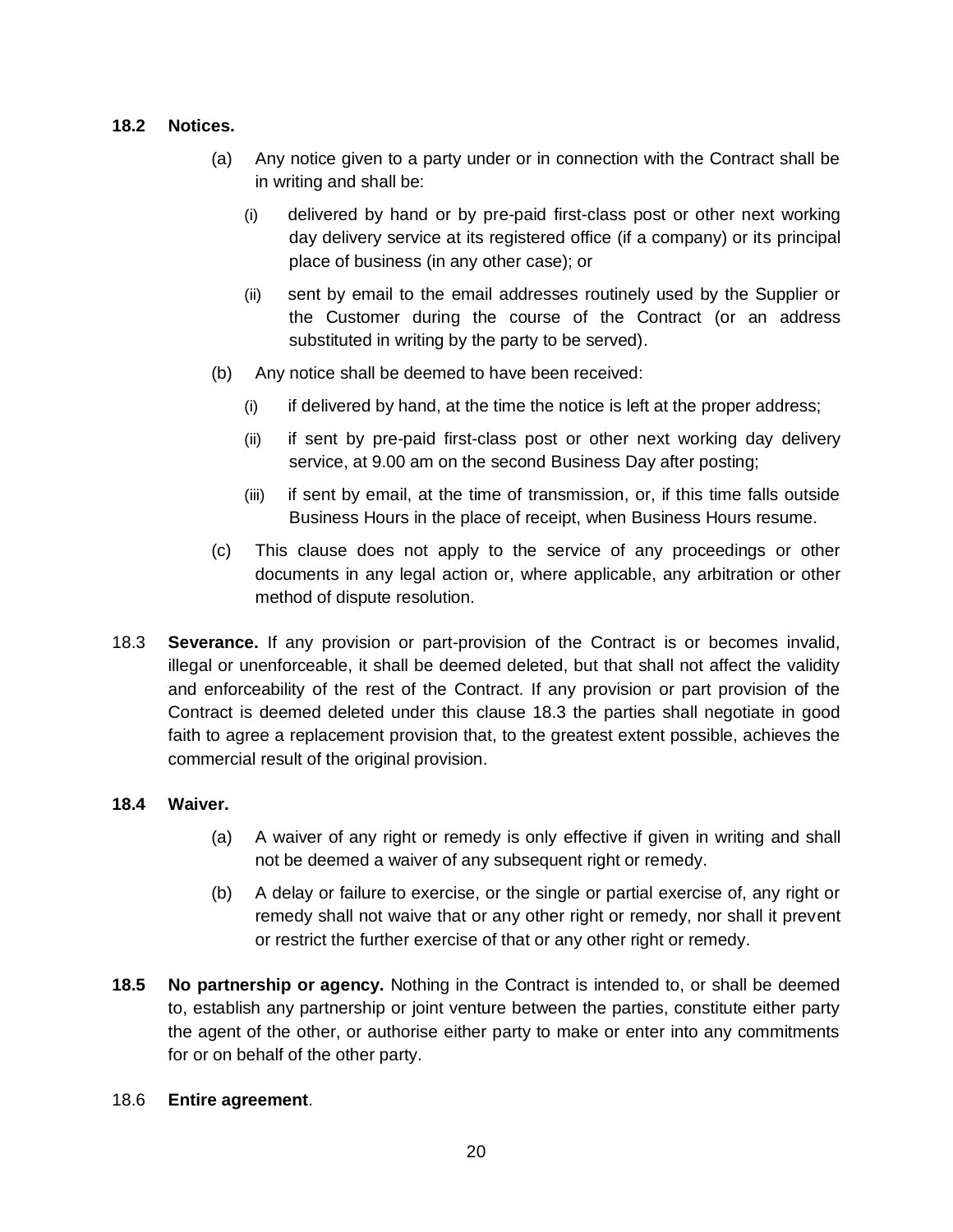**18.2 Notices.**

(a) Any notice given to a party under or in connection with the Contract shall be in writing and shall be:

(i) delivered by hand or by pre-paid first-class post or other next working day delivery service at its registered office (if a company) or its principal place of business (in any other case); or

(ii) sent by email to the email addresses routinely used by the Supplier or the Customer during the course of the Contract (or an address substituted in writing by the party to be served).

(b) Any notice shall be deemed to have been received:

(i) if delivered by hand, at the time the notice is left at the proper address;

(ii) if sent by pre-paid first-class post or other next working day delivery service, at 9.00 am on the second Business Day after posting;

(iii) if sent by email, at the time of transmission, or, if this time falls outside Business Hours in the place of receipt, when Business Hours resume.

(c) This clause does not apply to the service of any proceedings or other documents in any legal action or, where applicable, any arbitration or other method of dispute resolution.

18.3 **Severance.** If any provision or part-provision of the Contract is or becomes invalid, illegal or unenforceable, it shall be deemed deleted, but that shall not affect the validity and enforceability of the rest of the Contract. If any provision or part provision of the Contract is deemed deleted under this clause 18.3 the parties shall negotiate in good faith to agree a replacement provision that, to the greatest extent possible, achieves the commercial result of the original provision.

**18.4 Waiver.**

(a) A waiver of any right or remedy is only effective if given in writing and shall not be deemed a waiver of any subsequent right or remedy.

(b) A delay or failure to exercise, or the single or partial exercise of, any right or remedy shall not waive that or any other right or remedy, nor shall it prevent or restrict the further exercise of that or any other right or remedy.

**18.5 No partnership or agency.** Nothing in the Contract is intended to, or shall be deemed to, establish any partnership or joint venture between the parties, constitute either party the agent of the other, or authorise either party to make or enter into any commitments for or on behalf of the other party.

18.6 **Entire agreement**.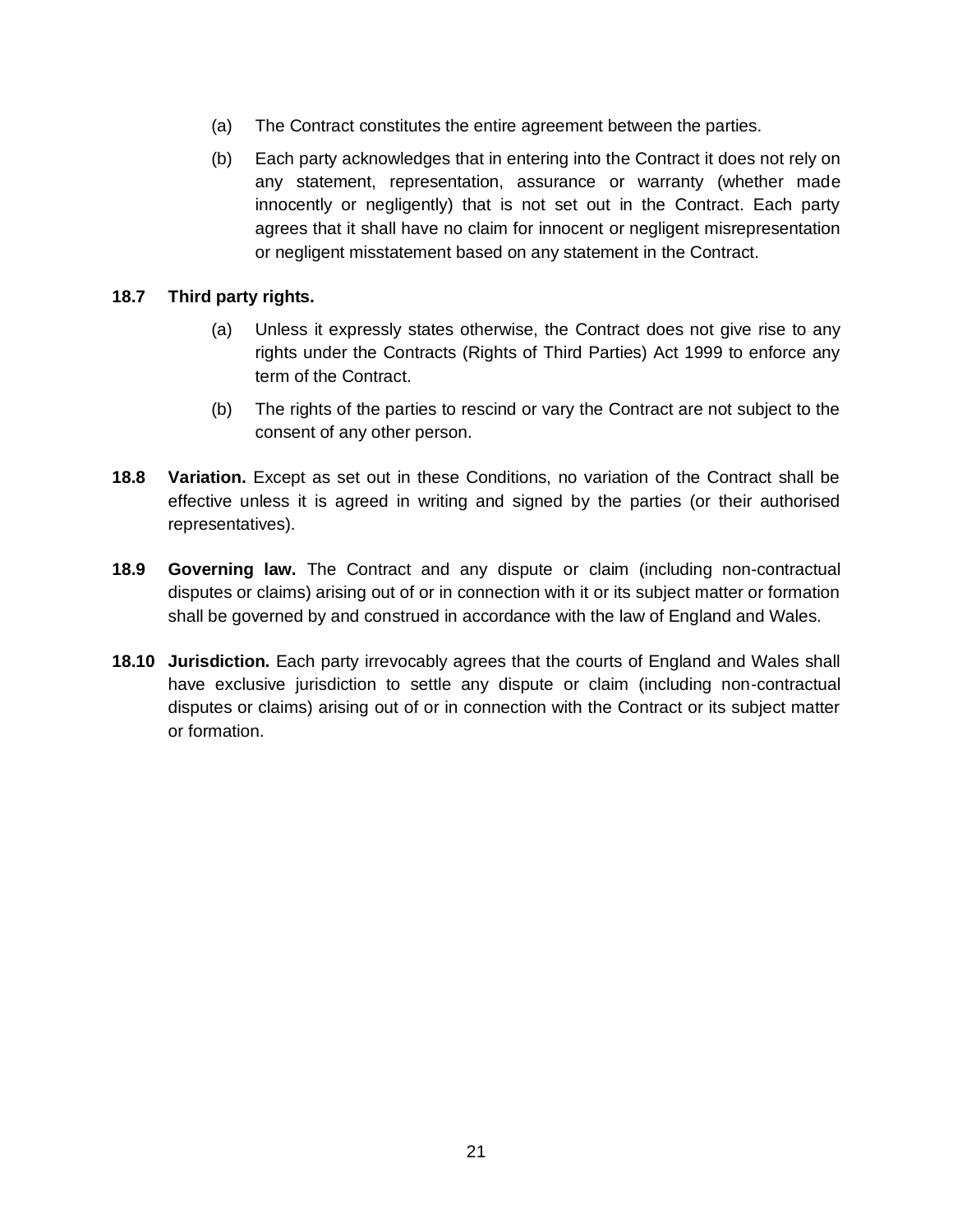(a) The Contract constitutes the entire agreement between the parties.

(b) Each party acknowledges that in entering into the Contract it does not rely on any statement, representation, assurance or warranty (whether made innocently or negligently) that is not set out in the Contract. Each party agrees that it shall have no claim for innocent or negligent misrepresentation or negligent misstatement based on any statement in the Contract.

**18.7 Third party rights.**

(a) Unless it expressly states otherwise, the Contract does not give rise to any rights under the Contracts (Rights of Third Parties) Act 1999 to enforce any term of the Contract.

(b) The rights of the parties to rescind or vary the Contract are not subject to the consent of any other person.

**18.8 Variation.** Except as set out in these Conditions, no variation of the Contract shall be effective unless it is agreed in writing and signed by the parties (or their authorised representatives).

**18.9 Governing law.** The Contract and any dispute or claim (including non-contractual disputes or claims) arising out of or in connection with it or its subject matter or formation shall be governed by and construed in accordance with the law of England and Wales.

**18.10 Jurisdiction.** Each party irrevocably agrees that the courts of England and Wales shall have exclusive jurisdiction to settle any dispute or claim (including non-contractual disputes or claims) arising out of or in connection with the Contract or its subject matter or formation.